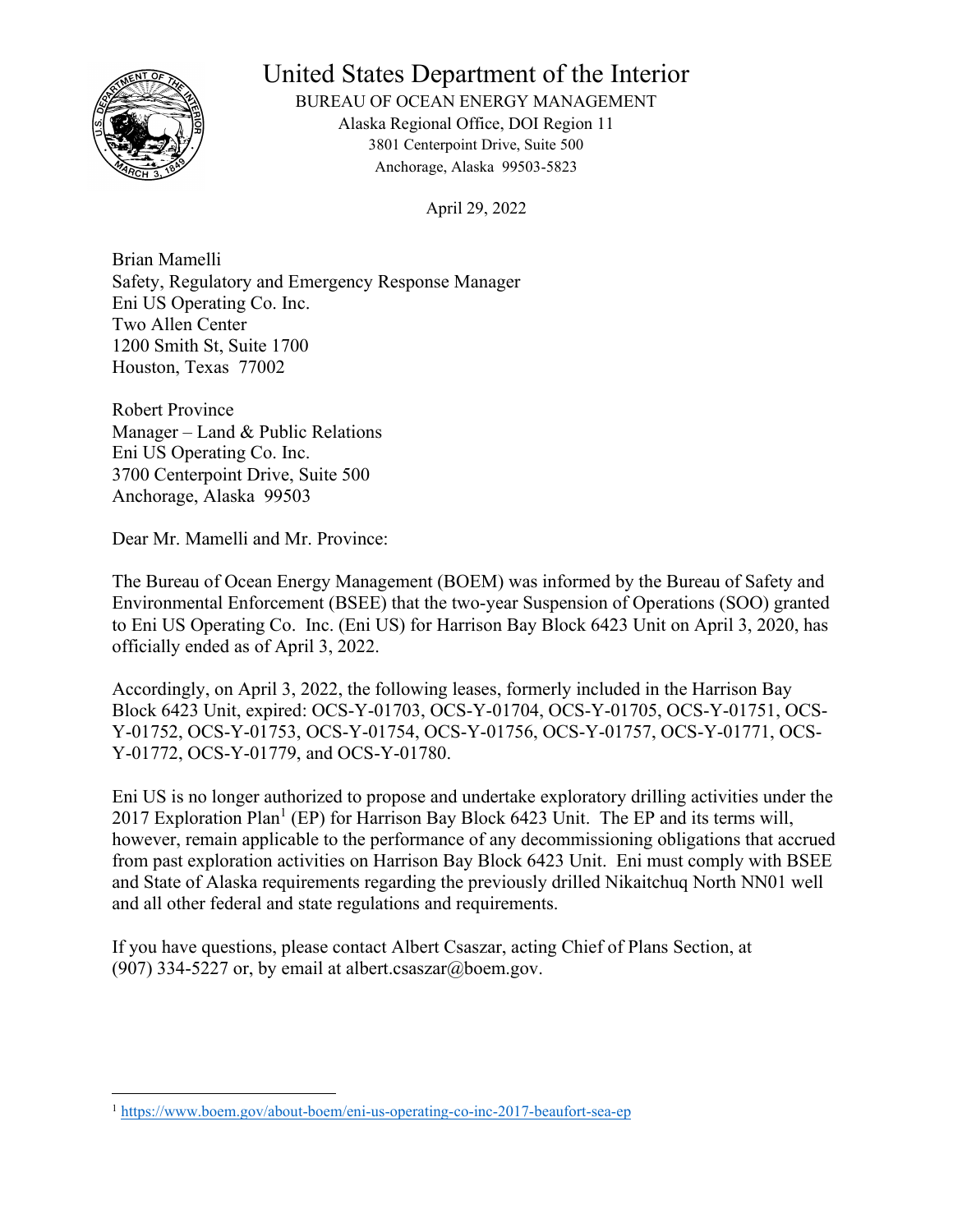# United States Department of the Interior

BUREAU OF OCEAN ENERGY MANAGEMENT
Alaska Regional Office, DOI Region 11
3801 Centerpoint Drive, Suite 500
Anchorage, Alaska 99503-5823

April 29, 2022

Brian Mamelli
Safety, Regulatory and Emergency Response Manager
Eni US Operating Co. Inc.
Two Allen Center
1200 Smith St, Suite 1700
Houston, Texas 77002

Robert Province
Manager – Land & Public Relations
Eni US Operating Co. Inc.
3700 Centerpoint Drive, Suite 500
Anchorage, Alaska 99503

Dear Mr. Mamelli and Mr. Province:

The Bureau of Ocean Energy Management (BOEM) was informed by the Bureau of Safety and Environmental Enforcement (BSEE) that the two-year Suspension of Operations (SOO) granted to Eni US Operating Co. Inc. (Eni US) for Harrison Bay Block 6423 Unit on April 3, 2020, has officially ended as of April 3, 2022.

Accordingly, on April 3, 2022, the following leases, formerly included in the Harrison Bay Block 6423 Unit, expired: OCS-Y-01703, OCS-Y-01704, OCS-Y-01705, OCS-Y-01751, OCS-Y-01752, OCS-Y-01753, OCS-Y-01754, OCS-Y-01756, OCS-Y-01757, OCS-Y-01771, OCS-Y-01772, OCS-Y-01779, and OCS-Y-01780.

Eni US is no longer authorized to propose and undertake exploratory drilling activities under the 2017 Exploration Plan[1] (EP) for Harrison Bay Block 6423 Unit. The EP and its terms will, however, remain applicable to the performance of any decommissioning obligations that accrued from past exploration activities on Harrison Bay Block 6423 Unit. Eni must comply with BSEE and State of Alaska requirements regarding the previously drilled Nikaitchuq North NN01 well and all other federal and state regulations and requirements.

If you have questions, please contact Albert Csaszar, acting Chief of Plans Section, at (907) 334-5227 or, by email at albert.csaszar@boem.gov.

---

[1] https://www.boem.gov/about-boem/eni-us-operating-co-inc-2017-beaufort-sea-ep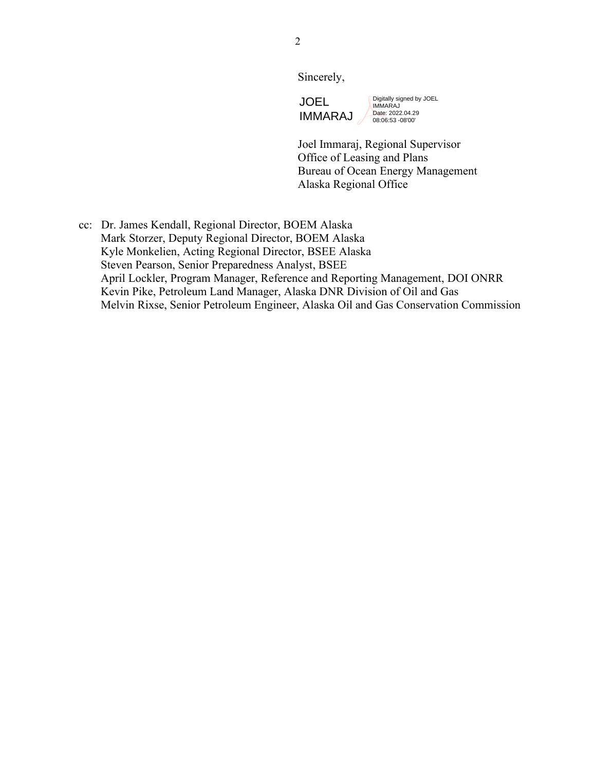Sincerely,

JOEL IMMARAJ
Digitally signed by JOEL IMMARAJ
Date: 2022.04.29 08:06:53 -08'00'

Joel Immaraj, Regional Supervisor
Office of Leasing and Plans
Bureau of Ocean Energy Management
Alaska Regional Office

cc: Dr. James Kendall, Regional Director, BOEM Alaska
Mark Storzer, Deputy Regional Director, BOEM Alaska
Kyle Monkelien, Acting Regional Director, BSEE Alaska
Steven Pearson, Senior Preparedness Analyst, BSEE
April Lockler, Program Manager, Reference and Reporting Management, DOI ONRR
Kevin Pike, Petroleum Land Manager, Alaska DNR Division of Oil and Gas
Melvin Rixse, Senior Petroleum Engineer, Alaska Oil and Gas Conservation Commission